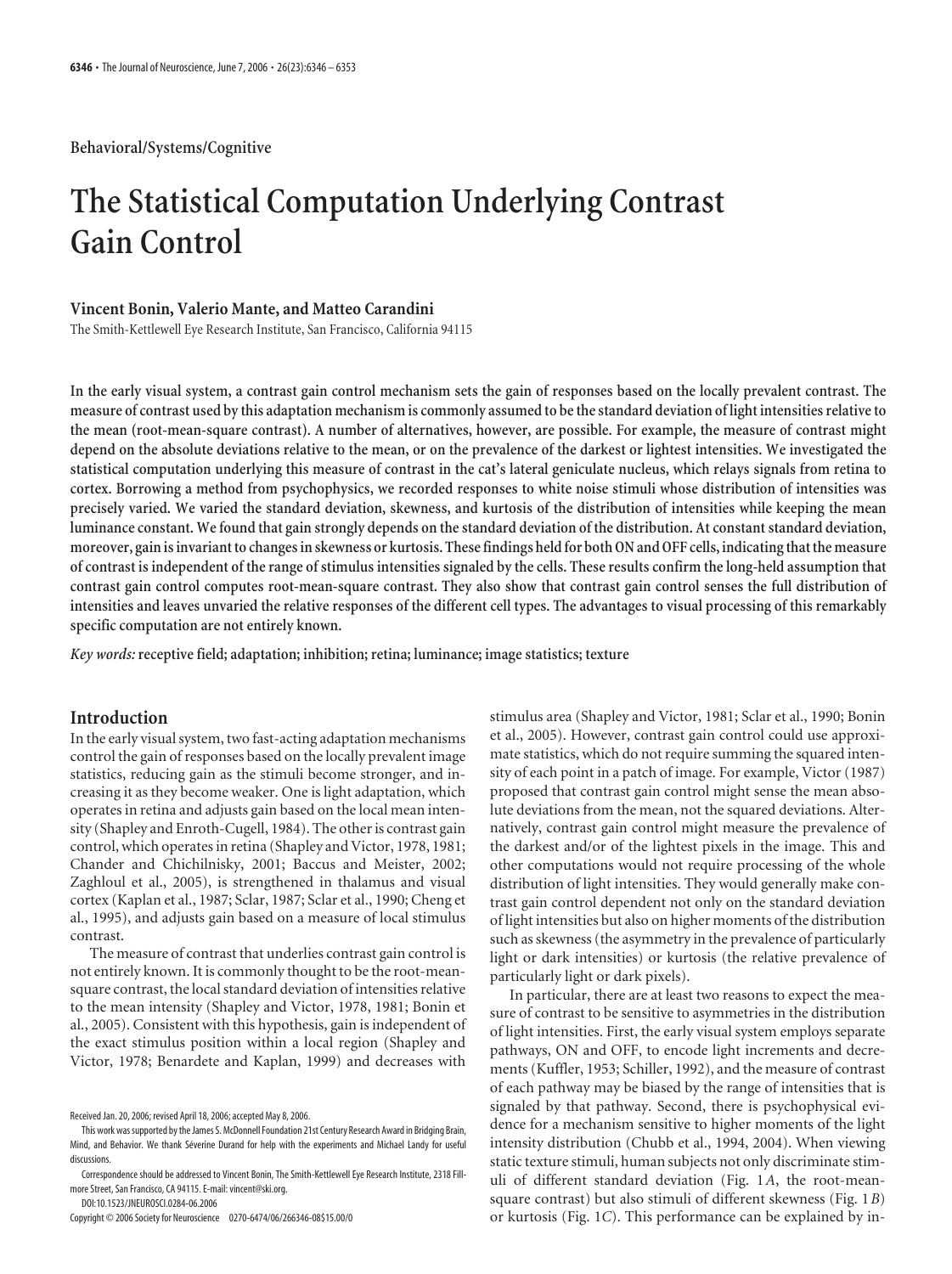Behavioral/Systems/Cognitive

# The Statistical Computation Underlying Contrast Gain Control

**Vincent Bonin, Valerio Mante, and Matteo Carandini**

The Smith-Kettlewell Eye Research Institute, San Francisco, California 94115

**In the early visual system, a contrast gain control mechanism sets the gain of responses based on the locally prevalent contrast. The measure of contrast used by this adaptation mechanism is commonly assumed to be the standard deviation of light intensities relative to the mean (root-mean-square contrast). A number of alternatives, however, are possible. For example, the measure of contrast might depend on the absolute deviations relative to the mean, or on the prevalence of the darkest or lightest intensities. We investigated the statistical computation underlying this measure of contrast in the cat's lateral geniculate nucleus, which relays signals from retina to cortex. Borrowing a method from psychophysics, we recorded responses to white noise stimuli whose distribution of intensities was precisely varied. We varied the standard deviation, skewness, and kurtosis of the distribution of intensities while keeping the mean luminance constant. We found that gain strongly depends on the standard deviation of the distribution. At constant standard deviation, moreover, gain is invariant to changes in skewness or kurtosis. These findings held for both ON and OFF cells, indicating that the measure of contrast is independent of the range of stimulus intensities signaled by the cells. These results confirm the long-held assumption that contrast gain control computes root-mean-square contrast. They also show that contrast gain control senses the full distribution of intensities and leaves unvaried the relative responses of the different cell types. The advantages to visual processing of this remarkably specific computation are not entirely known.**

*Key words:* **receptive field; adaptation; inhibition; retina; luminance; image statistics; texture**

## Introduction

In the early visual system, two fast-acting adaptation mechanisms control the gain of responses based on the locally prevalent image statistics, reducing gain as the stimuli become stronger, and increasing it as they become weaker. One is light adaptation, which operates in retina and adjusts gain based on the local mean intensity (Shapley and Enroth-Cugell, 1984). The other is contrast gain control, which operates in retina (Shapley and Victor, 1978, 1981; Chander and Chichilnisky, 2001; Baccus and Meister, 2002; Zaghloul et al., 2005), is strengthened in thalamus and visual cortex (Kaplan et al., 1987; Sclar, 1987; Sclar et al., 1990; Cheng et al., 1995), and adjusts gain based on a measure of local stimulus contrast.

The measure of contrast that underlies contrast gain control is not entirely known. It is commonly thought to be the root-mean-square contrast, the local standard deviation of intensities relative to the mean intensity (Shapley and Victor, 1978, 1981; Bonin et al., 2005). Consistent with this hypothesis, gain is independent of the exact stimulus position within a local region (Shapley and Victor, 1978; Benardete and Kaplan, 1999) and decreases with stimulus area (Shapley and Victor, 1981; Sclar et al., 1990; Bonin et al., 2005). However, contrast gain control could use approximate statistics, which do not require summing the squared intensity of each point in a patch of image. For example, Victor (1987) proposed that contrast gain control might sense the mean absolute deviations from the mean, not the squared deviations. Alternatively, contrast gain control might measure the prevalence of the darkest and/or of the lightest pixels in the image. This and other computations would not require processing of the whole distribution of light intensities. They would generally make contrast gain control dependent not only on the standard deviation of light intensities but also on higher moments of the distribution such as skewness (the asymmetry in the prevalence of particularly light or dark intensities) or kurtosis (the relative prevalence of particularly light or dark pixels).

In particular, there are at least two reasons to expect the measure of contrast to be sensitive to asymmetries in the distribution of light intensities. First, the early visual system employs separate pathways, ON and OFF, to encode light increments and decrements (Kuffler, 1953; Schiller, 1992), and the measure of contrast of each pathway may be biased by the range of intensities that is signaled by that pathway. Second, there is psychophysical evidence for a mechanism sensitive to higher moments of the light intensity distribution (Chubb et al., 1994, 2004). When viewing static texture stimuli, human subjects not only discriminate stimuli of different standard deviation (Fig. 1*A*, the root-mean-square contrast) but also stimuli of different skewness (Fig. 1*B*) or kurtosis (Fig. 1*C*). This performance can be explained by in-

Received Jan. 20, 2006; revised April 18, 2006; accepted May 8, 2006.

This work was supported by the James S. McDonnell Foundation 21st Century Research Award in Bridging Brain, Mind, and Behavior. We thank Séverine Durand for help with the experiments and Michael Landy for useful discussions.

Correspondence should be addressed to Vincent Bonin, The Smith-Kettlewell Eye Research Institute, 2318 Fillmore Street, San Francisco, CA 94115. E-mail: vincent@ski.org.

DOI:10.1523/JNEUROSCI.0284-06.2006

Copyright © 2006 Society for Neuroscience 0270-6474/06/266346-08$15.00/0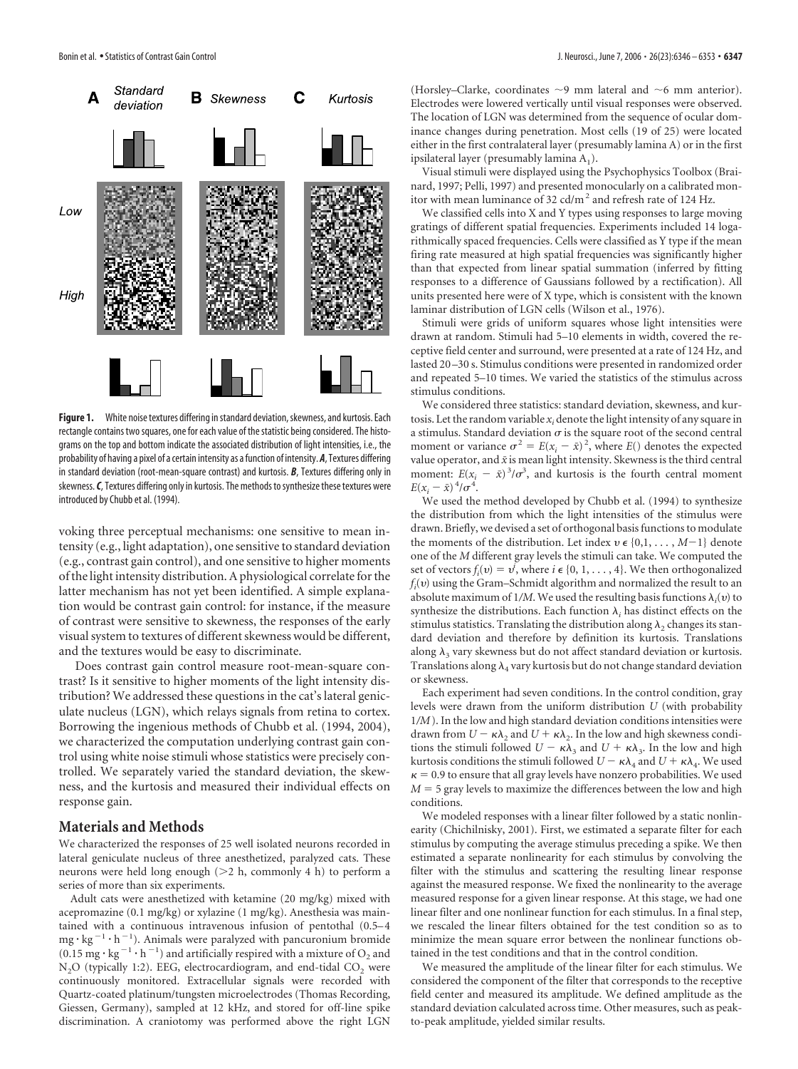A *Standard deviation* B *Skewness* C *Kurtosis*

*Low*

*High*

**Figure 1.** White noise textures differing in standard deviation, skewness, and kurtosis. Each rectangle contains two squares, one for each value of the statistic being considered. The histograms on the top and bottom indicate the associated distribution of light intensities, i.e., the probability of having a pixel of a certain intensity as a function of intensity. ***A***, Textures differing in standard deviation (root-mean-square contrast) and kurtosis. ***B***, Textures differing only in skewness. ***C***, Textures differing only in kurtosis. The methods to synthesize these textures were introduced by Chubb et al. (1994).

voking three perceptual mechanisms: one sensitive to mean intensity (e.g., light adaptation), one sensitive to standard deviation (e.g., contrast gain control), and one sensitive to higher moments of the light intensity distribution. A physiological correlate for the latter mechanism has not yet been identified. A simple explanation would be contrast gain control: for instance, if the measure of contrast were sensitive to skewness, the responses of the early visual system to textures of different skewness would be different, and the textures would be easy to discriminate.

Does contrast gain control measure root-mean-square contrast? Is it sensitive to higher moments of the light intensity distribution? We addressed these questions in the cat's lateral geniculate nucleus (LGN), which relays signals from retina to cortex. Borrowing the ingenious methods of Chubb et al. (1994, 2004), we characterized the computation underlying contrast gain control using white noise stimuli whose statistics were precisely controlled. We separately varied the standard deviation, the skewness, and the kurtosis and measured their individual effects on response gain.

## Materials and Methods

We characterized the responses of 25 well isolated neurons recorded in lateral geniculate nucleus of three anesthetized, paralyzed cats. These neurons were held long enough (>2 h, commonly 4 h) to perform a series of more than six experiments.

Adult cats were anesthetized with ketamine (20 mg/kg) mixed with acepromazine (0.1 mg/kg) or xylazine (1 mg/kg). Anesthesia was maintained with a continuous intravenous infusion of pentothal (0.5–4 $\mathrm{mg \cdot kg^{-1} \cdot h^{-1}}$). Animals were paralyzed with pancuronium bromide ($0.15\ \mathrm{mg \cdot kg^{-1} \cdot h^{-1}}$) and artificially respired with a mixture of $O_2$ and $N_2O$ (typically 1:2). EEG, electrocardiogram, and end-tidal $CO_2$ were continuously monitored. Extracellular signals were recorded with Quartz-coated platinum/tungsten microelectrodes (Thomas Recording, Giessen, Germany), sampled at 12 kHz, and stored for off-line spike discrimination. A craniotomy was performed above the right LGN (Horsley–Clarke, coordinates ~9 mm lateral and ~6 mm anterior). Electrodes were lowered vertically until visual responses were observed. The location of LGN was determined from the sequence of ocular dominance changes during penetration. Most cells (19 of 25) were located either in the first contralateral layer (presumably lamina A) or in the first ipsilateral layer (presumably lamina $A_1$).

Visual stimuli were displayed using the Psychophysics Toolbox (Brainard, 1997; Pelli, 1997) and presented monocularly on a calibrated monitor with mean luminance of 32 cd/m$^2$ and refresh rate of 124 Hz.

We classified cells into X and Y types using responses to large moving gratings of different spatial frequencies. Experiments included 14 logarithmically spaced frequencies. Cells were classified as Y type if the mean firing rate measured at high spatial frequencies was significantly higher than that expected from linear spatial summation (inferred by fitting responses to a difference of Gaussians followed by a rectification). All units presented here were of X type, which is consistent with the known laminar distribution of LGN cells (Wilson et al., 1976).

Stimuli were grids of uniform squares whose light intensities were drawn at random. Stimuli had 5–10 elements in width, covered the receptive field center and surround, were presented at a rate of 124 Hz, and lasted 20–30 s. Stimulus conditions were presented in randomized order and repeated 5–10 times. We varied the statistics of the stimulus across stimulus conditions.

We considered three statistics: standard deviation, skewness, and kurtosis. Let the random variable $x_i$ denote the light intensity of any square in a stimulus. Standard deviation $\sigma$ is the square root of the second central moment or variance $\sigma^2 = E(x_i - \bar{x})^2$, where $E()$ denotes the expected value operator, and $\bar{x}$ is mean light intensity. Skewness is the third central moment: $E(x_i - \bar{x})^3/\sigma^3$, and kurtosis is the fourth central moment $E(x_i - \bar{x})^4/\sigma^4$.

We used the method developed by Chubb et al. (1994) to synthesize the distribution from which the light intensities of the stimulus were drawn. Briefly, we devised a set of orthogonal basis functions to modulate the moments of the distribution. Let index $v \in \{0,1,\ldots,M-1\}$ denote one of the $M$ different gray levels the stimuli can take. We computed the set of vectors $f_i(v) = v^i$, where $i \in \{0, 1, \ldots, 4\}$. We then orthogonalized $f_i(v)$ using the Gram–Schmidt algorithm and normalized the result to an absolute maximum of $1/M$. We used the resulting basis functions $\lambda_i(v)$ to synthesize the distributions. Each function $\lambda_i$ has distinct effects on the stimulus statistics. Translating the distribution along $\lambda_2$ changes its standard deviation and therefore by definition its kurtosis. Translations along $\lambda_3$ vary skewness but do not affect standard deviation or kurtosis. Translations along $\lambda_4$ vary kurtosis but do not change standard deviation or skewness.

Each experiment had seven conditions. In the control condition, gray levels were drawn from the uniform distribution $U$ (with probability $1/M$). In the low and high standard deviation conditions intensities were drawn from $U - \kappa\lambda_2$ and $U + \kappa\lambda_2$. In the low and high skewness conditions the stimuli followed $U - \kappa\lambda_3$ and $U + \kappa\lambda_3$. In the low and high kurtosis conditions the stimuli followed $U - \kappa\lambda_4$ and $U + \kappa\lambda_4$. We used $\kappa = 0.9$ to ensure that all gray levels have nonzero probabilities. We used $M = 5$ gray levels to maximize the differences between the low and high conditions.

We modeled responses with a linear filter followed by a static nonlinearity (Chichilnisky, 2001). First, we estimated a separate filter for each stimulus by computing the average stimulus preceding a spike. We then estimated a separate nonlinearity for each stimulus by convolving the filter with the stimulus and scattering the resulting linear response against the measured response. We fixed the nonlinearity to the average measured response for a given linear response. At this stage, we had one linear filter and one nonlinear function for each stimulus. In a final step, we rescaled the linear filters obtained for the test condition so as to minimize the mean square error between the nonlinear functions obtained in the test conditions and that in the control condition.

We measured the amplitude of the linear filter for each stimulus. We considered the component of the filter that corresponds to the receptive field center and measured its amplitude. We defined amplitude as the standard deviation calculated across time. Other measures, such as peak-to-peak amplitude, yielded similar results.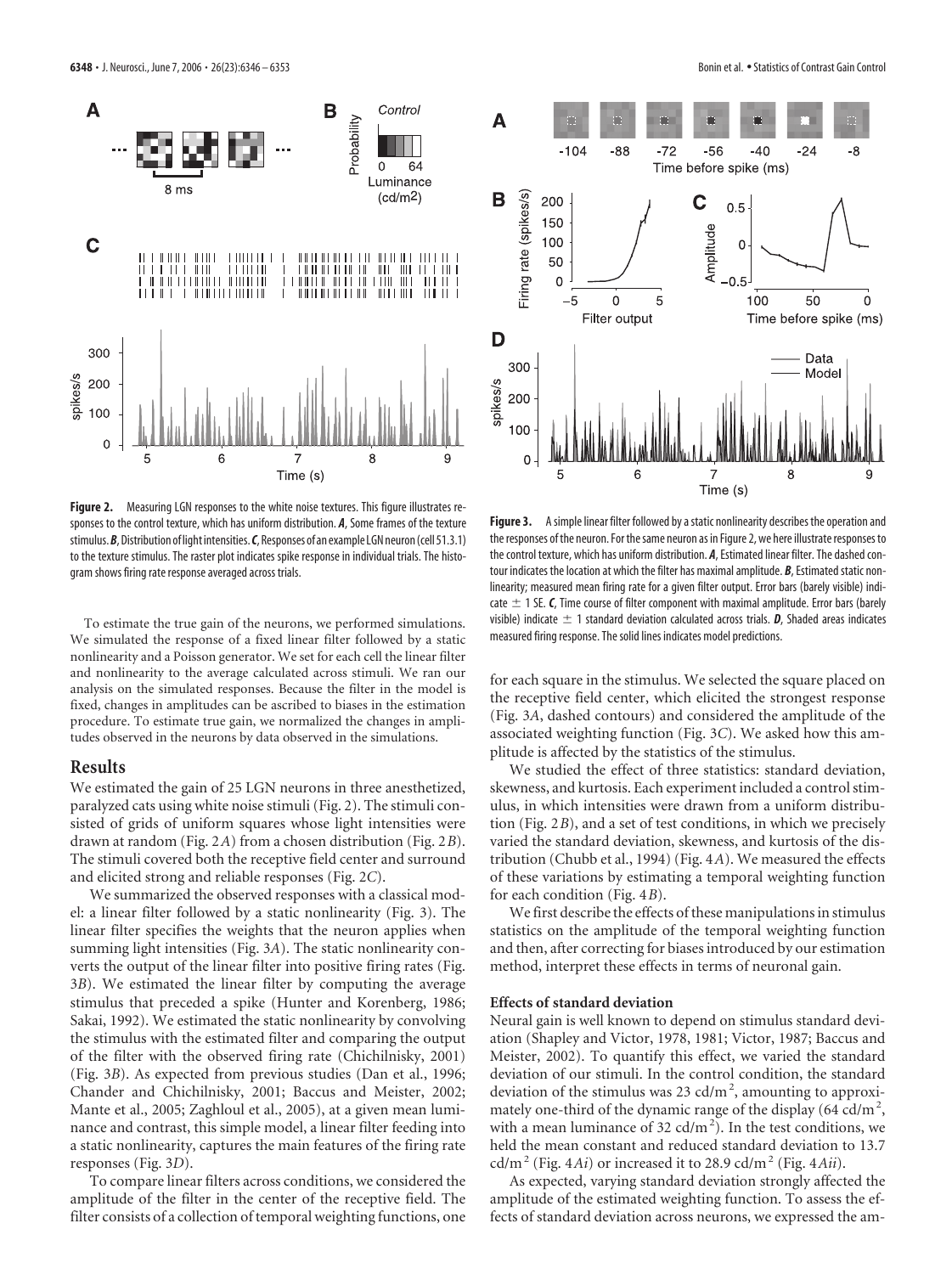A

...

8 ms

...

B

Control

Probability

0 64

Luminance (cd/m2)

C

300

spikes/s

200

100

0

5 6 7 8 9

Time (s)

**Figure 2.** Measuring LGN responses to the white noise textures. This figure illustrates responses to the control texture, which has uniform distribution. ***A***, Some frames of the texture stimulus. ***B***, Distribution of light intensities. ***C***, Responses of an example LGN neuron (cell 51.3.1) to the texture stimulus. The raster plot indicates spike response in individual trials. The histogram shows firing rate response averaged across trials.

A

-104 -88 -72 -56 -40 -24 -8

Time before spike (ms)

B

200

150

Firing rate (spikes/s)

100

50

0

-5 0 5

Filter output

C

0.5

Amplitude

0

-0.5

100 50 0

Time before spike (ms)

D

Data

Model

300

spikes/s

200

100

0

5 6 7 8 9

Time (s)

**Figure 3.** A simple linear filter followed by a static nonlinearity describes the operation and the responses of the neuron. For the same neuron as in Figure 2, we here illustrate responses to the control texture, which has uniform distribution. ***A***, Estimated linear filter. The dashed contour indicates the location at which the filter has maximal amplitude. ***B***, Estimated static nonlinearity; measured mean firing rate for a given filter output. Error bars (barely visible) indicate ± 1 SE. ***C***, Time course of filter component with maximal amplitude. Error bars (barely visible) indicate ± 1 standard deviation calculated across trials. ***D***, Shaded areas indicates measured firing response. The solid lines indicates model predictions.

To estimate the true gain of the neurons, we performed simulations. We simulated the response of a fixed linear filter followed by a static nonlinearity and a Poisson generator. We set for each cell the linear filter and nonlinearity to the average calculated across stimuli. We ran our analysis on the simulated responses. Because the filter in the model is fixed, changes in amplitudes can be ascribed to biases in the estimation procedure. To estimate true gain, we normalized the changes in amplitudes observed in the neurons by data observed in the simulations.

## Results

We estimated the gain of 25 LGN neurons in three anesthetized, paralyzed cats using white noise stimuli (Fig. 2). The stimuli consisted of grids of uniform squares whose light intensities were drawn at random (Fig. 2*A*) from a chosen distribution (Fig. 2*B*). The stimuli covered both the receptive field center and surround and elicited strong and reliable responses (Fig. 2*C*).

We summarized the observed responses with a classical model: a linear filter followed by a static nonlinearity (Fig. 3). The linear filter specifies the weights that the neuron applies when summing light intensities (Fig. 3*A*). The static nonlinearity converts the output of the linear filter into positive firing rates (Fig. 3*B*). We estimated the linear filter by computing the average stimulus that preceded a spike (Hunter and Korenberg, 1986; Sakai, 1992). We estimated the static nonlinearity by convolving the stimulus with the estimated filter and comparing the output of the filter with the observed firing rate (Chichilnisky, 2001) (Fig. 3*B*). As expected from previous studies (Dan et al., 1996; Chander and Chichilnisky, 2001; Baccus and Meister, 2002; Mante et al., 2005; Zaghloul et al., 2005), at a given mean luminance and contrast, this simple model, a linear filter feeding into a static nonlinearity, captures the main features of the firing rate responses (Fig. 3*D*).

To compare linear filters across conditions, we considered the amplitude of the filter in the center of the receptive field. The filter consists of a collection of temporal weighting functions, one for each square in the stimulus. We selected the square placed on the receptive field center, which elicited the strongest response (Fig. 3*A*, dashed contours) and considered the amplitude of the associated weighting function (Fig. 3*C*). We asked how this amplitude is affected by the statistics of the stimulus.

We studied the effect of three statistics: standard deviation, skewness, and kurtosis. Each experiment included a control stimulus, in which intensities were drawn from a uniform distribution (Fig. 2*B*), and a set of test conditions, in which we precisely varied the standard deviation, skewness, and kurtosis of the distribution (Chubb et al., 1994) (Fig. 4*A*). We measured the effects of these variations by estimating a temporal weighting function for each condition (Fig. 4*B*).

We first describe the effects of these manipulations in stimulus statistics on the amplitude of the temporal weighting function and then, after correcting for biases introduced by our estimation method, interpret these effects in terms of neuronal gain.

### Effects of standard deviation

Neural gain is well known to depend on stimulus standard deviation (Shapley and Victor, 1978, 1981; Victor, 1987; Baccus and Meister, 2002). To quantify this effect, we varied the standard deviation of our stimuli. In the control condition, the standard deviation of the stimulus was 23 cd/m$^2$, amounting to approximately one-third of the dynamic range of the display (64 cd/m$^2$, with a mean luminance of 32 cd/m$^2$). In the test conditions, we held the mean constant and reduced standard deviation to 13.7 cd/m$^2$ (Fig. 4*Ai*) or increased it to 28.9 cd/m$^2$ (Fig. 4*Aii*).

As expected, varying standard deviation strongly affected the amplitude of the estimated weighting function. To assess the effects of standard deviation across neurons, we expressed the am-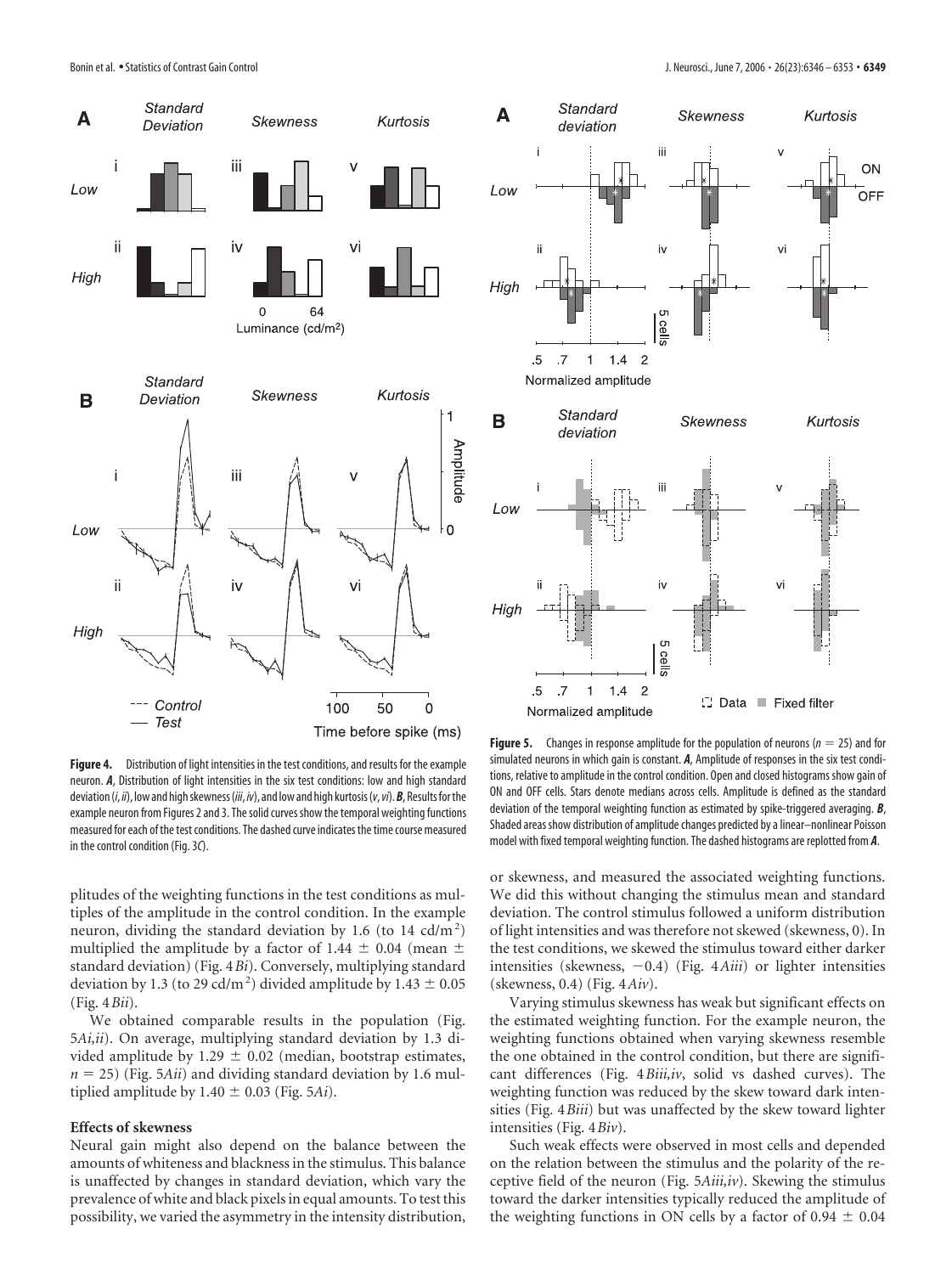Standard Deviation

Skewness

Kurtosis

A

i

iii

v

Low

ii

iv

vi

High

0

64

Luminance (cd/m2)

B

Standard Deviation

Skewness

Kurtosis

1

Amplitude

0

i

iii

v

Low

ii

iv

vi

High

--- Control

— Test

100

50

0

Time before spike (ms)

**Figure 4.** Distribution of light intensities in the test conditions, and results for the example neuron. ***A***, Distribution of light intensities in the six test conditions: low and high standard deviation (*i*, *ii*), low and high skewness (*iii*, *iv*), and low and high kurtosis (*v*, *vi*). ***B***, Results for the example neuron from Figures 2 and 3. The solid curves show the temporal weighting functions measured for each of the test conditions. The dashed curve indicates the time course measured in the control condition (Fig. 3*C*).

A

Standard deviation

Skewness

Kurtosis

i

iii

v

Low

ON

OFF

ii

iv

vi

High

5 cells

.5 .7 1 1.4 2

Normalized amplitude

B

Standard deviation

Skewness

Kurtosis

i

iii

v

Low

ii

iv

vi

High

5 cells

.5 .7 1 1.4 2

Normalized amplitude

Data Fixed filter

**Figure 5.** Changes in response amplitude for the population of neurons ($n = 25$) and for simulated neurons in which gain is constant. ***A***, Amplitude of responses in the six test conditions, relative to amplitude in the control condition. Open and closed histograms show gain of ON and OFF cells. Stars denote medians across cells. Amplitude is defined as the standard deviation of the temporal weighting function as estimated by spike-triggered averaging. ***B***, Shaded areas show distribution of amplitude changes predicted by a linear–nonlinear Poisson model with fixed temporal weighting function. The dashed histograms are replotted from ***A***.

plitudes of the weighting functions in the test conditions as multiples of the amplitude in the control condition. In the example neuron, dividing the standard deviation by 1.6 (to 14 cd/m$^2$) multiplied the amplitude by a factor of 1.44 ± 0.04 (mean ± standard deviation) (Fig. 4*Bi*). Conversely, multiplying standard deviation by 1.3 (to 29 cd/m$^2$) divided amplitude by 1.43 ± 0.05 (Fig. 4*Bii*).

We obtained comparable results in the population (Fig. 5*Ai,ii*). On average, multiplying standard deviation by 1.3 divided amplitude by 1.29 ± 0.02 (median, bootstrap estimates, $n = 25$) (Fig. 5*Aii*) and dividing standard deviation by 1.6 multiplied amplitude by 1.40 ± 0.03 (Fig. 5*Ai*).

### Effects of skewness

Neural gain might also depend on the balance between the amounts of whiteness and blackness in the stimulus. This balance is unaffected by changes in standard deviation, which vary the prevalence of white and black pixels in equal amounts. To test this possibility, we varied the asymmetry in the intensity distribution, or skewness, and measured the associated weighting functions. We did this without changing the stimulus mean and standard deviation. The control stimulus followed a uniform distribution of light intensities and was therefore not skewed (skewness, 0). In the test conditions, we skewed the stimulus toward either darker intensities (skewness, −0.4) (Fig. 4*Aiii*) or lighter intensities (skewness, 0.4) (Fig. 4*Aiv*).

Varying stimulus skewness has weak but significant effects on the estimated weighting function. For the example neuron, the weighting functions obtained when varying skewness resemble the one obtained in the control condition, but there are significant differences (Fig. 4*Biii,iv*, solid vs dashed curves). The weighting function was reduced by the skew toward dark intensities (Fig. 4*Biii*) but was unaffected by the skew toward lighter intensities (Fig. 4*Biv*).

Such weak effects were observed in most cells and depended on the relation between the stimulus and the polarity of the receptive field of the neuron (Fig. 5*Aiii,iv*). Skewing the stimulus toward the darker intensities typically reduced the amplitude of the weighting functions in ON cells by a factor of 0.94 ± 0.04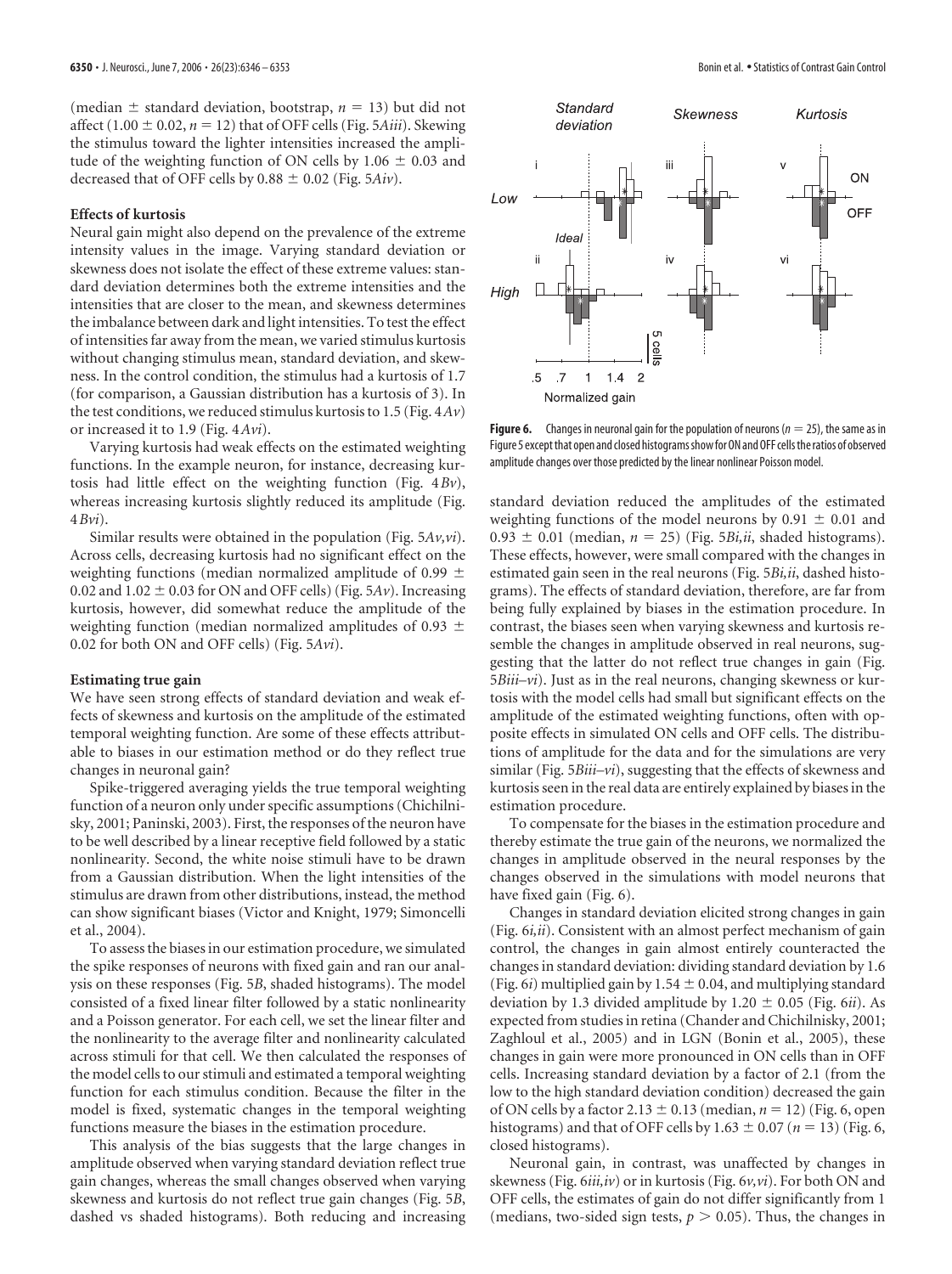(median ± standard deviation, bootstrap, $n = 13$) but did not affect ($1.00 \pm 0.02$, $n = 12$) that of OFF cells (Fig. 5*Aiii*). Skewing the stimulus toward the lighter intensities increased the amplitude of the weighting function of ON cells by $1.06 \pm 0.03$ and decreased that of OFF cells by $0.88 \pm 0.02$ (Fig. 5*Aiv*).

### Effects of kurtosis

Neural gain might also depend on the prevalence of the extreme intensity values in the image. Varying standard deviation or skewness does not isolate the effect of these extreme values: standard deviation determines both the extreme intensities and the intensities that are closer to the mean, and skewness determines the imbalance between dark and light intensities. To test the effect of intensities far away from the mean, we varied stimulus kurtosis without changing stimulus mean, standard deviation, and skewness. In the control condition, the stimulus had a kurtosis of 1.7 (for comparison, a Gaussian distribution has a kurtosis of 3). In the test conditions, we reduced stimulus kurtosis to 1.5 (Fig. 4*Av*) or increased it to 1.9 (Fig. 4*Avi*).

Varying kurtosis had weak effects on the estimated weighting functions. In the example neuron, for instance, decreasing kurtosis had little effect on the weighting function (Fig. 4*Bv*), whereas increasing kurtosis slightly reduced its amplitude (Fig. 4*Bvi*).

Similar results were obtained in the population (Fig. 5*Av,vi*). Across cells, decreasing kurtosis had no significant effect on the weighting functions (median normalized amplitude of $0.99 \pm 0.02$ and $1.02 \pm 0.03$ for ON and OFF cells) (Fig. 5*Av*). Increasing kurtosis, however, did somewhat reduce the amplitude of the weighting function (median normalized amplitudes of $0.93 \pm 0.02$ for both ON and OFF cells) (Fig. 5*Avi*).

### Estimating true gain

We have seen strong effects of standard deviation and weak effects of skewness and kurtosis on the amplitude of the estimated temporal weighting function. Are some of these effects attributable to biases in our estimation method or do they reflect true changes in neuronal gain?

Spike-triggered averaging yields the true temporal weighting function of a neuron only under specific assumptions (Chichilnisky, 2001; Paninski, 2003). First, the responses of the neuron have to be well described by a linear receptive field followed by a static nonlinearity. Second, the white noise stimuli have to be drawn from a Gaussian distribution. When the light intensities of the stimulus are drawn from other distributions, instead, the method can show significant biases (Victor and Knight, 1979; Simoncelli et al., 2004).

To assess the biases in our estimation procedure, we simulated the spike responses of neurons with fixed gain and ran our analysis on these responses (Fig. 5*B*, shaded histograms). The model consisted of a fixed linear filter followed by a static nonlinearity and a Poisson generator. For each cell, we set the linear filter and the nonlinearity to the average filter and nonlinearity calculated across stimuli for that cell. We then calculated the responses of the model cells to our stimuli and estimated a temporal weighting function for each stimulus condition. Because the filter in the model is fixed, systematic changes in the temporal weighting functions measure the biases in the estimation procedure.

This analysis of the bias suggests that the large changes in amplitude observed when varying standard deviation reflect true gain changes, whereas the small changes observed when varying skewness and kurtosis do not reflect true gain changes (Fig. 5*B*, dashed vs shaded histograms). Both reducing and increasing

Standard deviation
Skewness
Kurtosis
i
iii
v
ON
OFF
Low
Ideal
ii
iv
vi
High
5 cells
.5 .7 1 1.4 2
Normalized gain

**Figure 6.** Changes in neuronal gain for the population of neurons ($n = 25$), the same as in Figure 5 except that open and closed histograms show for ON and OFF cells the ratios of observed amplitude changes over those predicted by the linear nonlinear Poisson model.

standard deviation reduced the amplitudes of the estimated weighting functions of the model neurons by $0.91 \pm 0.01$ and $0.93 \pm 0.01$ (median, $n = 25$) (Fig. 5*Bi,ii*, shaded histograms). These effects, however, were small compared with the changes in estimated gain seen in the real neurons (Fig. 5*Bi,ii*, dashed histograms). The effects of standard deviation, therefore, are far from being fully explained by biases in the estimation procedure. In contrast, the biases seen when varying skewness and kurtosis resemble the changes in amplitude observed in real neurons, suggesting that the latter do not reflect true changes in gain (Fig. 5*Biii–vi*). Just as in the real neurons, changing skewness or kurtosis with the model cells had small but significant effects on the amplitude of the estimated weighting functions, often with opposite effects in simulated ON cells and OFF cells. The distributions of amplitude for the data and for the simulations are very similar (Fig. 5*Biii–vi*), suggesting that the effects of skewness and kurtosis seen in the real data are entirely explained by biases in the estimation procedure.

To compensate for the biases in the estimation procedure and thereby estimate the true gain of the neurons, we normalized the changes in amplitude observed in the neural responses by the changes observed in the simulations with model neurons that have fixed gain (Fig. 6).

Changes in standard deviation elicited strong changes in gain (Fig. 6*i,ii*). Consistent with an almost perfect mechanism of gain control, the changes in gain almost entirely counteracted the changes in standard deviation: dividing standard deviation by 1.6 (Fig. 6*i*) multiplied gain by $1.54 \pm 0.04$, and multiplying standard deviation by 1.3 divided amplitude by $1.20 \pm 0.05$ (Fig. 6*ii*). As expected from studies in retina (Chander and Chichilnisky, 2001; Zaghloul et al., 2005) and in LGN (Bonin et al., 2005), these changes in gain were more pronounced in ON cells than in OFF cells. Increasing standard deviation by a factor of 2.1 (from the low to the high standard deviation condition) decreased the gain of ON cells by a factor $2.13 \pm 0.13$ (median, $n = 12$) (Fig. 6, open histograms) and that of OFF cells by $1.63 \pm 0.07$ ($n = 13$) (Fig. 6, closed histograms).

Neuronal gain, in contrast, was unaffected by changes in skewness (Fig. 6*iii,iv*) or in kurtosis (Fig. 6*v,vi*). For both ON and OFF cells, the estimates of gain do not differ significantly from 1 (medians, two-sided sign tests, $p > 0.05$). Thus, the changes in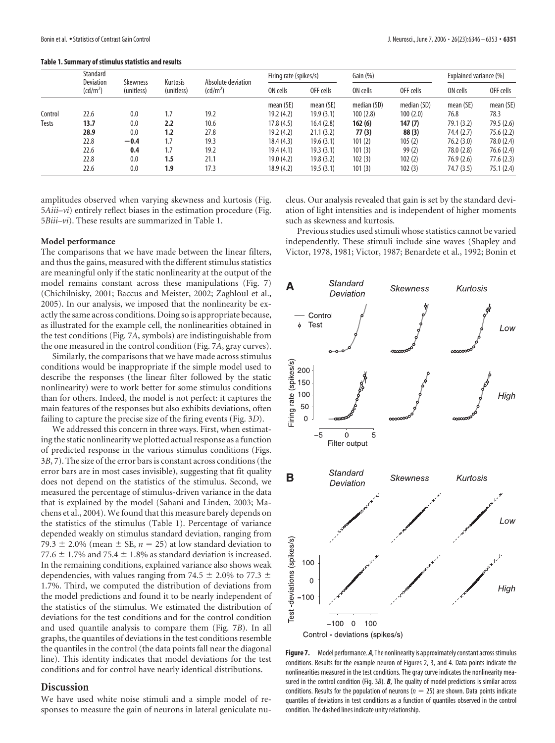**Table 1. Summary of stimulus statistics and results**

| | Standard Deviation (cd/m$^2$) | Skewness (unitless) | Kurtosis (unitless) | Absolute deviation (cd/m$^2$) | Firing rate (spikes/s) | | Gain (%) | | Explained variance (%) | |
|---|---|---|---|---|---|---|---|---|---|---|
| | | | | | ON cells | OFF cells | ON cells | OFF cells | ON cells | OFF cells |
| | | | | | mean (SE) | mean (SE) | median (SD) | median (SD) | mean (SE) | mean (SE) |
| Control | 22.6 | 0.0 | 1.7 | 19.2 | 19.2 (4.2) | 19.9 (3.1) | 100 (2.8) | 100 (2.0) | 76.8 | 78.3 |
| Tests | **13.7** | 0.0 | **2.2** | 10.6 | 17.8 (4.5) | 16.4 (2.8) | **162 (6)** | **147 (7)** | 79.1 (3.2) | 79.5 (2.6) |
| | **28.9** | 0.0 | **1.2** | 27.8 | 19.2 (4.2) | 21.1 (3.2) | **77 (3)** | **88 (3)** | 74.4 (2.7) | 75.6 (2.2) |
| | 22.8 | **−0.4** | 1.7 | 19.3 | 18.4 (4.3) | 19.6 (3.1) | 101 (2) | 105 (2) | 76.2 (3.0) | 78.0 (2.4) |
| | 22.6 | **0.4** | 1.7 | 19.2 | 19.4 (4.1) | 19.3 (3.1) | 101 (3) | 99 (2) | 78.0 (2.8) | 76.6 (2.4) |
| | 22.8 | 0.0 | **1.5** | 21.1 | 19.0 (4.2) | 19.8 (3.2) | 102 (3) | 102 (2) | 76.9 (2.6) | 77.6 (2.3) |
| | 22.6 | 0.0 | **1.9** | 17.3 | 18.9 (4.2) | 19.5 (3.1) | 101 (3) | 102 (3) | 74.7 (3.5) | 75.1 (2.4) |

amplitudes observed when varying skewness and kurtosis (Fig. 5*Aiii–vi*) entirely reflect biases in the estimation procedure (Fig. 5*Biii–vi*). These results are summarized in Table 1.

### Model performance

The comparisons that we have made between the linear filters, and thus the gains, measured with the different stimulus statistics are meaningful only if the static nonlinearity at the output of the model remains constant across these manipulations (Fig. 7) (Chichilnisky, 2001; Baccus and Meister, 2002; Zaghloul et al., 2005). In our analysis, we imposed that the nonlinearity be exactly the same across conditions. Doing so is appropriate because, as illustrated for the example cell, the nonlinearities obtained in the test conditions (Fig. 7*A*, symbols) are indistinguishable from the one measured in the control condition (Fig. 7*A*, gray curves).

Similarly, the comparisons that we have made across stimulus conditions would be inappropriate if the simple model used to describe the responses (the linear filter followed by the static nonlinearity) were to work better for some stimulus conditions than for others. Indeed, the model is not perfect: it captures the main features of the responses but also exhibits deviations, often failing to capture the precise size of the firing events (Fig. 3*D*).

We addressed this concern in three ways. First, when estimating the static nonlinearity we plotted actual response as a function of predicted response in the various stimulus conditions (Figs. 3*B*, 7). The size of the error bars is constant across conditions (the error bars are in most cases invisible), suggesting that fit quality does not depend on the statistics of the stimulus. Second, we measured the percentage of stimulus-driven variance in the data that is explained by the model (Sahani and Linden, 2003; Machens et al., 2004). We found that this measure barely depends on the statistics of the stimulus (Table 1). Percentage of variance depended weakly on stimulus standard deviation, ranging from 79.3 ± 2.0% (mean ± SE, $n = 25$) at low standard deviation to 77.6 ± 1.7% and 75.4 ± 1.8% as standard deviation is increased. In the remaining conditions, explained variance also shows weak dependencies, with values ranging from 74.5 ± 2.0% to 77.3 ± 1.7%. Third, we computed the distribution of deviations from the model predictions and found it to be nearly independent of the statistics of the stimulus. We estimated the distribution of deviations for the test conditions and for the control condition and used quantile analysis to compare them (Fig. 7*B*). In all graphs, the quantiles of deviations in the test conditions resemble the quantiles in the control (the data points fall near the diagonal line). This identity indicates that model deviations for the test conditions and for control have nearly identical distributions.

## Discussion

We have used white noise stimuli and a simple model of responses to measure the gain of neurons in lateral geniculate nucleus. Our analysis revealed that gain is set by the standard deviation of light intensities and is independent of higher moments such as skewness and kurtosis.

Previous studies used stimuli whose statistics cannot be varied independently. These stimuli include sine waves (Shapley and Victor, 1978, 1981; Victor, 1987; Benardete et al., 1992; Bonin et

A
Standard Deviation
Skewness
Kurtosis
Control
Test
Low
High
Firing rate (spikes/s)
200
150
100
50
0
−5
0
5
Filter output

B
Standard Deviation
Skewness
Kurtosis
Low
High
Test -deviations (spikes/s)
100
0
−100
−100
0
100
Control - deviations (spikes/s)

**Figure 7.** Model performance. ***A***, The nonlinearity is approximately constant across stimulus conditions. Results for the example neuron of Figures 2, 3, and 4. Data points indicate the nonlinearities measured in the test conditions. The gray curve indicates the nonlinearity measured in the control condition (Fig. 3*B*). ***B***, The quality of model predictions is similar across conditions. Results for the population of neurons ($n = 25$) are shown. Data points indicate quantiles of deviations in test conditions as a function of quantiles observed in the control condition. The dashed lines indicate unity relationship.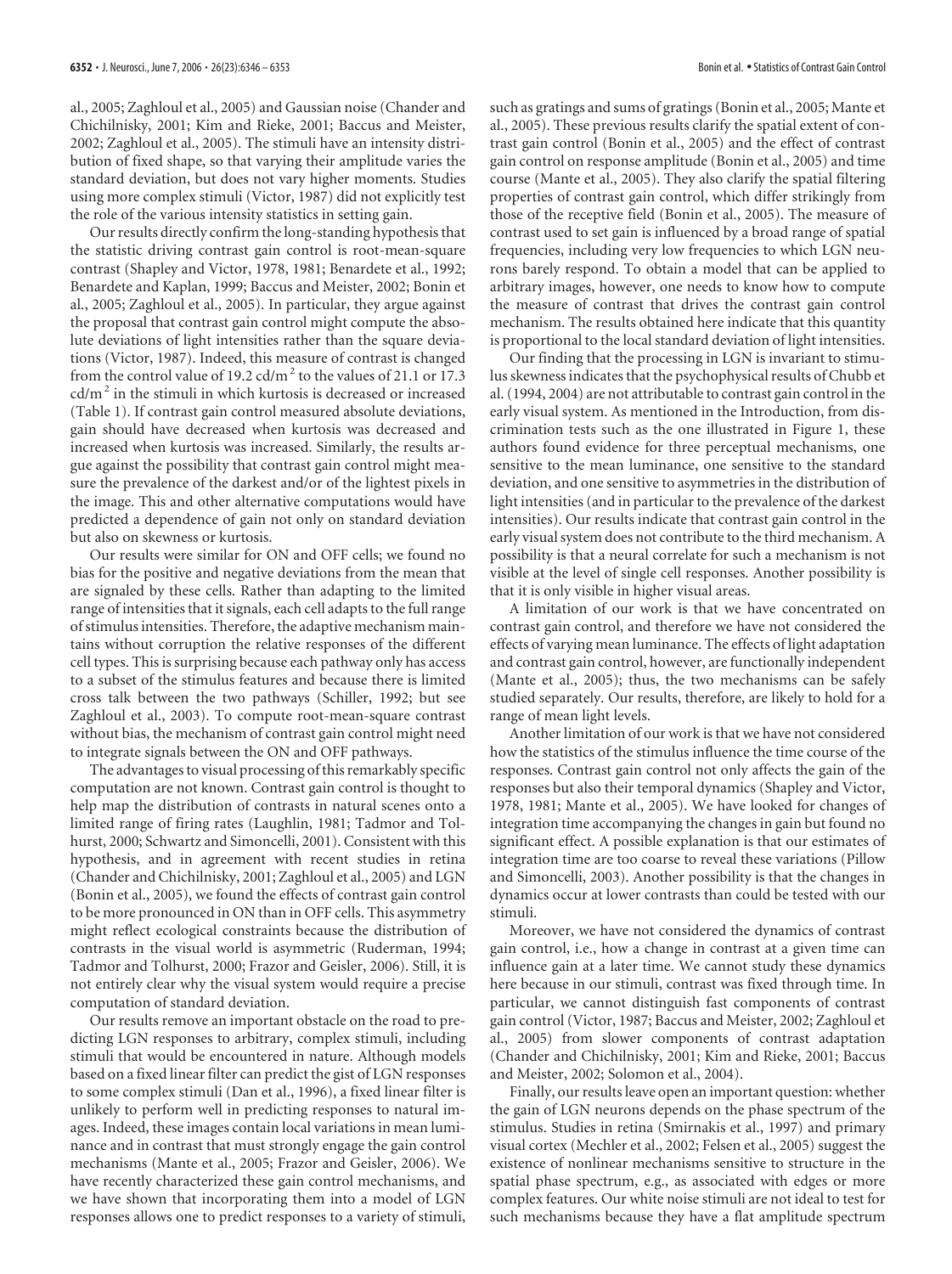al., 2005; Zaghloul et al., 2005) and Gaussian noise (Chander and Chichilnisky, 2001; Kim and Rieke, 2001; Baccus and Meister, 2002; Zaghloul et al., 2005). The stimuli have an intensity distribution of fixed shape, so that varying their amplitude varies the standard deviation, but does not vary higher moments. Studies using more complex stimuli (Victor, 1987) did not explicitly test the role of the various intensity statistics in setting gain.

Our results directly confirm the long-standing hypothesis that the statistic driving contrast gain control is root-mean-square contrast (Shapley and Victor, 1978, 1981; Benardete et al., 1992; Benardete and Kaplan, 1999; Baccus and Meister, 2002; Bonin et al., 2005; Zaghloul et al., 2005). In particular, they argue against the proposal that contrast gain control might compute the absolute deviations of light intensities rather than the square deviations (Victor, 1987). Indeed, this measure of contrast is changed from the control value of 19.2 cd/m$^2$ to the values of 21.1 or 17.3 cd/m$^2$ in the stimuli in which kurtosis is decreased or increased (Table 1). If contrast gain control measured absolute deviations, gain should have decreased when kurtosis was decreased and increased when kurtosis was increased. Similarly, the results argue against the possibility that contrast gain control might measure the prevalence of the darkest and/or of the lightest pixels in the image. This and other alternative computations would have predicted a dependence of gain not only on standard deviation but also on skewness or kurtosis.

Our results were similar for ON and OFF cells; we found no bias for the positive and negative deviations from the mean that are signaled by these cells. Rather than adapting to the limited range of intensities that it signals, each cell adapts to the full range of stimulus intensities. Therefore, the adaptive mechanism maintains without corruption the relative responses of the different cell types. This is surprising because each pathway only has access to a subset of the stimulus features and because there is limited cross talk between the two pathways (Schiller, 1992; but see Zaghloul et al., 2003). To compute root-mean-square contrast without bias, the mechanism of contrast gain control might need to integrate signals between the ON and OFF pathways.

The advantages to visual processing of this remarkably specific computation are not known. Contrast gain control is thought to help map the distribution of contrasts in natural scenes onto a limited range of firing rates (Laughlin, 1981; Tadmor and Tolhurst, 2000; Schwartz and Simoncelli, 2001). Consistent with this hypothesis, and in agreement with recent studies in retina (Chander and Chichilnisky, 2001; Zaghloul et al., 2005) and LGN (Bonin et al., 2005), we found the effects of contrast gain control to be more pronounced in ON than in OFF cells. This asymmetry might reflect ecological constraints because the distribution of contrasts in the visual world is asymmetric (Ruderman, 1994; Tadmor and Tolhurst, 2000; Frazor and Geisler, 2006). Still, it is not entirely clear why the visual system would require a precise computation of standard deviation.

Our results remove an important obstacle on the road to predicting LGN responses to arbitrary, complex stimuli, including stimuli that would be encountered in nature. Although models based on a fixed linear filter can predict the gist of LGN responses to some complex stimuli (Dan et al., 1996), a fixed linear filter is unlikely to perform well in predicting responses to natural images. Indeed, these images contain local variations in mean luminance and in contrast that must strongly engage the gain control mechanisms (Mante et al., 2005; Frazor and Geisler, 2006). We have recently characterized these gain control mechanisms, and we have shown that incorporating them into a model of LGN responses allows one to predict responses to a variety of stimuli, such as gratings and sums of gratings (Bonin et al., 2005; Mante et al., 2005). These previous results clarify the spatial extent of contrast gain control (Bonin et al., 2005) and the effect of contrast gain control on response amplitude (Bonin et al., 2005) and time course (Mante et al., 2005). They also clarify the spatial filtering properties of contrast gain control, which differ strikingly from those of the receptive field (Bonin et al., 2005). The measure of contrast used to set gain is influenced by a broad range of spatial frequencies, including very low frequencies to which LGN neurons barely respond. To obtain a model that can be applied to arbitrary images, however, one needs to know how to compute the measure of contrast that drives the contrast gain control mechanism. The results obtained here indicate that this quantity is proportional to the local standard deviation of light intensities.

Our finding that the processing in LGN is invariant to stimulus skewness indicates that the psychophysical results of Chubb et al. (1994, 2004) are not attributable to contrast gain control in the early visual system. As mentioned in the Introduction, from discrimination tests such as the one illustrated in Figure 1, these authors found evidence for three perceptual mechanisms, one sensitive to the mean luminance, one sensitive to the standard deviation, and one sensitive to asymmetries in the distribution of light intensities (and in particular to the prevalence of the darkest intensities). Our results indicate that contrast gain control in the early visual system does not contribute to the third mechanism. A possibility is that a neural correlate for such a mechanism is not visible at the level of single cell responses. Another possibility is that it is only visible in higher visual areas.

A limitation of our work is that we have concentrated on contrast gain control, and therefore we have not considered the effects of varying mean luminance. The effects of light adaptation and contrast gain control, however, are functionally independent (Mante et al., 2005); thus, the two mechanisms can be safely studied separately. Our results, therefore, are likely to hold for a range of mean light levels.

Another limitation of our work is that we have not considered how the statistics of the stimulus influence the time course of the responses. Contrast gain control not only affects the gain of the responses but also their temporal dynamics (Shapley and Victor, 1978, 1981; Mante et al., 2005). We have looked for changes of integration time accompanying the changes in gain but found no significant effect. A possible explanation is that our estimates of integration time are too coarse to reveal these variations (Pillow and Simoncelli, 2003). Another possibility is that the changes in dynamics occur at lower contrasts than could be tested with our stimuli.

Moreover, we have not considered the dynamics of contrast gain control, i.e., how a change in contrast at a given time can influence gain at a later time. We cannot study these dynamics here because in our stimuli, contrast was fixed through time. In particular, we cannot distinguish fast components of contrast gain control (Victor, 1987; Baccus and Meister, 2002; Zaghloul et al., 2005) from slower components of contrast adaptation (Chander and Chichilnisky, 2001; Kim and Rieke, 2001; Baccus and Meister, 2002; Solomon et al., 2004).

Finally, our results leave open an important question: whether the gain of LGN neurons depends on the phase spectrum of the stimulus. Studies in retina (Smirnakis et al., 1997) and primary visual cortex (Mechler et al., 2002; Felsen et al., 2005) suggest the existence of nonlinear mechanisms sensitive to structure in the spatial phase spectrum, e.g., as associated with edges or more complex features. Our white noise stimuli are not ideal to test for such mechanisms because they have a flat amplitude spectrum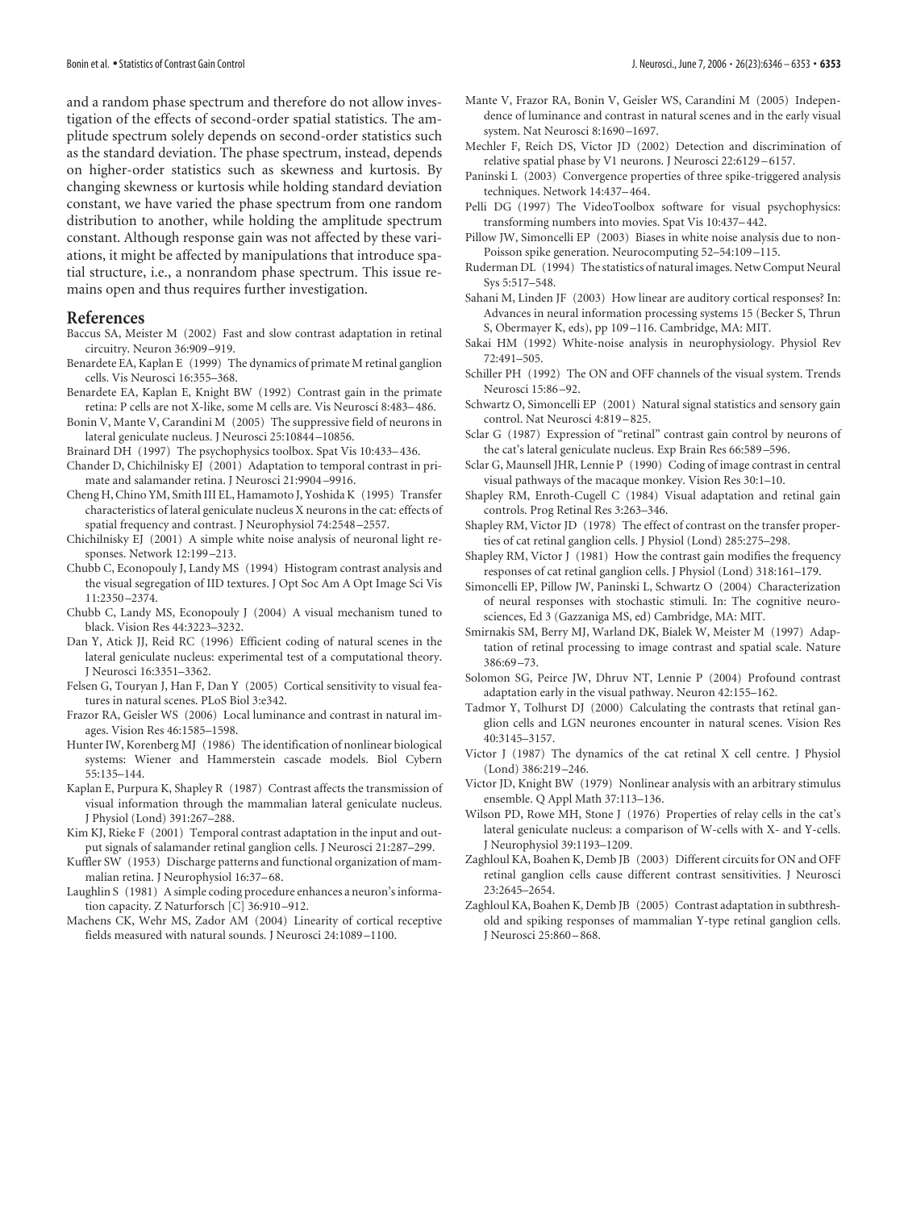and a random phase spectrum and therefore do not allow investigation of the effects of second-order spatial statistics. The amplitude spectrum solely depends on second-order statistics such as the standard deviation. The phase spectrum, instead, depends on higher-order statistics such as skewness and kurtosis. By changing skewness or kurtosis while holding standard deviation constant, we have varied the phase spectrum from one random distribution to another, while holding the amplitude spectrum constant. Although response gain was not affected by these variations, it might be affected by manipulations that introduce spatial structure, i.e., a nonrandom phase spectrum. This issue remains open and thus requires further investigation.

## References

Baccus SA, Meister M (2002) Fast and slow contrast adaptation in retinal circuitry. Neuron 36:909–919.

Benardete EA, Kaplan E (1999) The dynamics of primate M retinal ganglion cells. Vis Neurosci 16:355–368.

Benardete EA, Kaplan E, Knight BW (1992) Contrast gain in the primate retina: P cells are not X-like, some M cells are. Vis Neurosci 8:483–486.

Bonin V, Mante V, Carandini M (2005) The suppressive field of neurons in lateral geniculate nucleus. J Neurosci 25:10844–10856.

Brainard DH (1997) The psychophysics toolbox. Spat Vis 10:433–436.

Chander D, Chichilnisky EJ (2001) Adaptation to temporal contrast in primate and salamander retina. J Neurosci 21:9904–9916.

Cheng H, Chino YM, Smith III EL, Hamamoto J, Yoshida K (1995) Transfer characteristics of lateral geniculate nucleus X neurons in the cat: effects of spatial frequency and contrast. J Neurophysiol 74:2548–2557.

Chichilnisky EJ (2001) A simple white noise analysis of neuronal light responses. Network 12:199–213.

Chubb C, Econopouly J, Landy MS (1994) Histogram contrast analysis and the visual segregation of IID textures. J Opt Soc Am A Opt Image Sci Vis 11:2350–2374.

Chubb C, Landy MS, Econopouly J (2004) A visual mechanism tuned to black. Vision Res 44:3223–3232.

Dan Y, Atick JJ, Reid RC (1996) Efficient coding of natural scenes in the lateral geniculate nucleus: experimental test of a computational theory. J Neurosci 16:3351–3362.

Felsen G, Touryan J, Han F, Dan Y (2005) Cortical sensitivity to visual features in natural scenes. PLoS Biol 3:e342.

Frazor RA, Geisler WS (2006) Local luminance and contrast in natural images. Vision Res 46:1585–1598.

Hunter IW, Korenberg MJ (1986) The identification of nonlinear biological systems: Wiener and Hammerstein cascade models. Biol Cybern 55:135–144.

Kaplan E, Purpura K, Shapley R (1987) Contrast affects the transmission of visual information through the mammalian lateral geniculate nucleus. J Physiol (Lond) 391:267–288.

Kim KJ, Rieke F (2001) Temporal contrast adaptation in the input and output signals of salamander retinal ganglion cells. J Neurosci 21:287–299.

Kuffler SW (1953) Discharge patterns and functional organization of mammalian retina. J Neurophysiol 16:37–68.

Laughlin S (1981) A simple coding procedure enhances a neuron's information capacity. Z Naturforsch [C] 36:910–912.

Machens CK, Wehr MS, Zador AM (2004) Linearity of cortical receptive fields measured with natural sounds. J Neurosci 24:1089–1100.

Mante V, Frazor RA, Bonin V, Geisler WS, Carandini M (2005) Independence of luminance and contrast in natural scenes and in the early visual system. Nat Neurosci 8:1690–1697.

Mechler F, Reich DS, Victor JD (2002) Detection and discrimination of relative spatial phase by V1 neurons. J Neurosci 22:6129–6157.

Paninski L (2003) Convergence properties of three spike-triggered analysis techniques. Network 14:437–464.

Pelli DG (1997) The VideoToolbox software for visual psychophysics: transforming numbers into movies. Spat Vis 10:437–442.

Pillow JW, Simoncelli EP (2003) Biases in white noise analysis due to non-Poisson spike generation. Neurocomputing 52–54:109–115.

Ruderman DL (1994) The statistics of natural images. Netw Comput Neural Sys 5:517–548.

Sahani M, Linden JF (2003) How linear are auditory cortical responses? In: Advances in neural information processing systems 15 (Becker S, Thrun S, Obermayer K, eds), pp 109–116. Cambridge, MA: MIT.

Sakai HM (1992) White-noise analysis in neurophysiology. Physiol Rev 72:491–505.

Schiller PH (1992) The ON and OFF channels of the visual system. Trends Neurosci 15:86–92.

Schwartz O, Simoncelli EP (2001) Natural signal statistics and sensory gain control. Nat Neurosci 4:819–825.

Sclar G (1987) Expression of "retinal" contrast gain control by neurons of the cat's lateral geniculate nucleus. Exp Brain Res 66:589–596.

Sclar G, Maunsell JHR, Lennie P (1990) Coding of image contrast in central visual pathways of the macaque monkey. Vision Res 30:1–10.

Shapley RM, Enroth-Cugell C (1984) Visual adaptation and retinal gain controls. Prog Retinal Res 3:263–346.

Shapley RM, Victor JD (1978) The effect of contrast on the transfer properties of cat retinal ganglion cells. J Physiol (Lond) 285:275–298.

Shapley RM, Victor J (1981) How the contrast gain modifies the frequency responses of cat retinal ganglion cells. J Physiol (Lond) 318:161–179.

Simoncelli EP, Pillow JW, Paninski L, Schwartz O (2004) Characterization of neural responses with stochastic stimuli. In: The cognitive neurosciences, Ed 3 (Gazzaniga MS, ed) Cambridge, MA: MIT.

Smirnakis SM, Berry MJ, Warland DK, Bialek W, Meister M (1997) Adaptation of retinal processing to image contrast and spatial scale. Nature 386:69–73.

Solomon SG, Peirce JW, Dhruv NT, Lennie P (2004) Profound contrast adaptation early in the visual pathway. Neuron 42:155–162.

Tadmor Y, Tolhurst DJ (2000) Calculating the contrasts that retinal ganglion cells and LGN neurones encounter in natural scenes. Vision Res 40:3145–3157.

Victor J (1987) The dynamics of the cat retinal X cell centre. J Physiol (Lond) 386:219–246.

Victor JD, Knight BW (1979) Nonlinear analysis with an arbitrary stimulus ensemble. Q Appl Math 37:113–136.

Wilson PD, Rowe MH, Stone J (1976) Properties of relay cells in the cat's lateral geniculate nucleus: a comparison of W-cells with X- and Y-cells. J Neurophysiol 39:1193–1209.

Zaghloul KA, Boahen K, Demb JB (2003) Different circuits for ON and OFF retinal ganglion cells cause different contrast sensitivities. J Neurosci 23:2645–2654.

Zaghloul KA, Boahen K, Demb JB (2005) Contrast adaptation in subthreshold and spiking responses of mammalian Y-type retinal ganglion cells. J Neurosci 25:860–868.